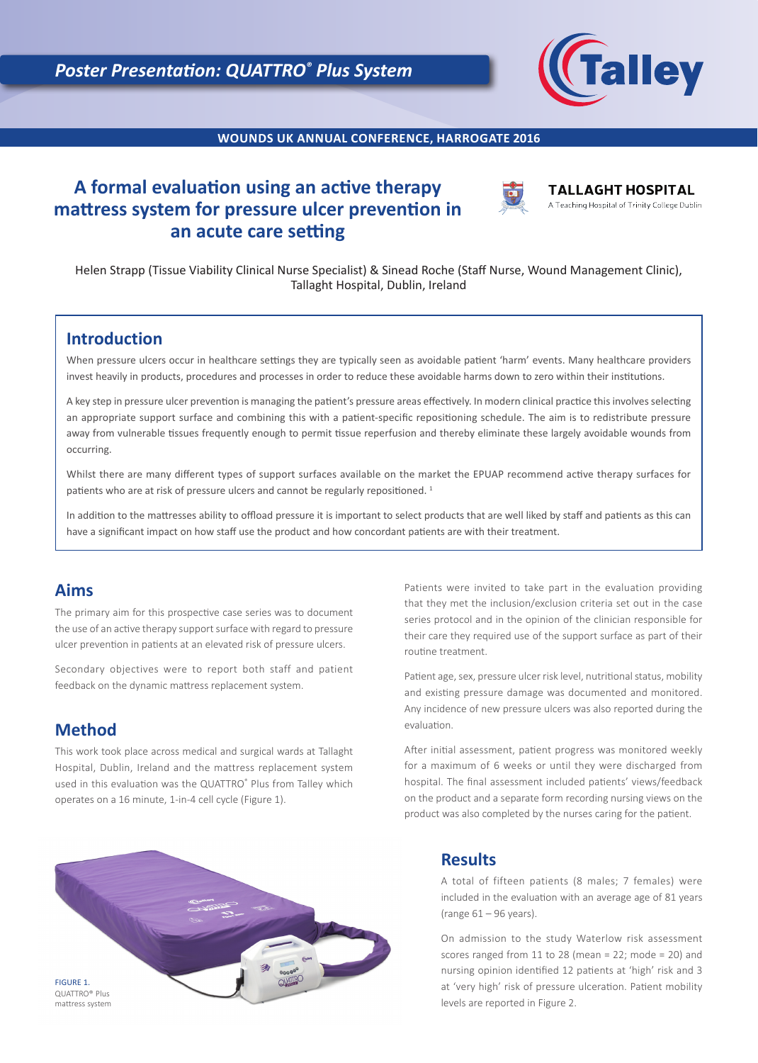Poster Presentation: QUATTRO® Plus System

WOUNDS UK ANNUAL CONFERENCE, HARROGATE 2016

# A formal evaluation using an active therapy mattress system for pressure ulcer prevention in an acute care setting

TALLAGHT HOSPITAL
A Teaching Hospital of Trinity College Dublin

Helen Strapp (Tissue Viability Clinical Nurse Specialist) & Sinead Roche (Staff Nurse, Wound Management Clinic), Tallaght Hospital, Dublin, Ireland

## Introduction

When pressure ulcers occur in healthcare settings they are typically seen as avoidable patient 'harm' events. Many healthcare providers invest heavily in products, procedures and processes in order to reduce these avoidable harms down to zero within their institutions.

A key step in pressure ulcer prevention is managing the patient's pressure areas effectively. In modern clinical practice this involves selecting an appropriate support surface and combining this with a patient-specific repositioning schedule. The aim is to redistribute pressure away from vulnerable tissues frequently enough to permit tissue reperfusion and thereby eliminate these largely avoidable wounds from occurring.

Whilst there are many different types of support surfaces available on the market the EPUAP recommend active therapy surfaces for patients who are at risk of pressure ulcers and cannot be regularly repositioned. [1]

In addition to the mattresses ability to offload pressure it is important to select products that are well liked by staff and patients as this can have a significant impact on how staff use the product and how concordant patients are with their treatment.

## Aims

The primary aim for this prospective case series was to document the use of an active therapy support surface with regard to pressure ulcer prevention in patients at an elevated risk of pressure ulcers.

Secondary objectives were to report both staff and patient feedback on the dynamic mattress replacement system.

## Method

This work took place across medical and surgical wards at Tallaght Hospital, Dublin, Ireland and the mattress replacement system used in this evaluation was the QUATTRO® Plus from Talley which operates on a 16 minute, 1-in-4 cell cycle (Figure 1).

Patients were invited to take part in the evaluation providing that they met the inclusion/exclusion criteria set out in the case series protocol and in the opinion of the clinician responsible for their care they required use of the support surface as part of their routine treatment.

Patient age, sex, pressure ulcer risk level, nutritional status, mobility and existing pressure damage was documented and monitored. Any incidence of new pressure ulcers was also reported during the evaluation.

After initial assessment, patient progress was monitored weekly for a maximum of 6 weeks or until they were discharged from hospital. The final assessment included patients' views/feedback on the product and a separate form recording nursing views on the product was also completed by the nurses caring for the patient.

FIGURE 1.
QUATTRO® Plus mattress system

## Results

A total of fifteen patients (8 males; 7 females) were included in the evaluation with an average age of 81 years (range 61 – 96 years).

On admission to the study Waterlow risk assessment scores ranged from 11 to 28 (mean = 22; mode = 20) and nursing opinion identified 12 patients at 'high' risk and 3 at 'very high' risk of pressure ulceration. Patient mobility levels are reported in Figure 2.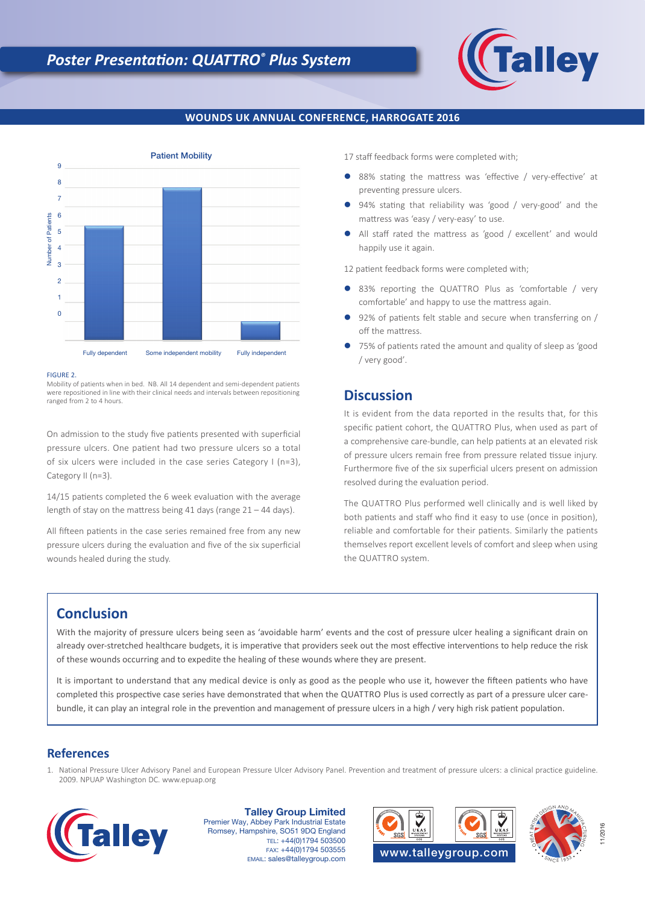# Poster Presentation: QUATTRO® Plus System

## WOUNDS UK ANNUAL CONFERENCE, HARROGATE 2016

Patient Mobility

Number of Patients

9
8
7
6
5
4
3
2
1
0

Fully dependent
Some independent mobility
Fully independent

FIGURE 2.
Mobility of patients when in bed. NB. All 14 dependent and semi-dependent patients were repositioned in line with their clinical needs and intervals between repositioning ranged from 2 to 4 hours.

On admission to the study five patients presented with superficial pressure ulcers. One patient had two pressure ulcers so a total of six ulcers were included in the case series Category I (n=3), Category II (n=3).

14/15 patients completed the 6 week evaluation with the average length of stay on the mattress being 41 days (range 21 – 44 days).

All fifteen patients in the case series remained free from any new pressure ulcers during the evaluation and five of the six superficial wounds healed during the study.

17 staff feedback forms were completed with;

- 88% stating the mattress was 'effective / very-effective' at preventing pressure ulcers.
- 94% stating that reliability was 'good / very-good' and the mattress was 'easy / very-easy' to use.
- All staff rated the mattress as 'good / excellent' and would happily use it again.

12 patient feedback forms were completed with;

- 83% reporting the QUATTRO Plus as 'comfortable / very comfortable' and happy to use the mattress again.
- 92% of patients felt stable and secure when transferring on / off the mattress.
- 75% of patients rated the amount and quality of sleep as 'good / very good'.

## Discussion

It is evident from the data reported in the results that, for this specific patient cohort, the QUATTRO Plus, when used as part of a comprehensive care-bundle, can help patients at an elevated risk of pressure ulcers remain free from pressure related tissue injury. Furthermore five of the six superficial ulcers present on admission resolved during the evaluation period.

The QUATTRO Plus performed well clinically and is well liked by both patients and staff who find it easy to use (once in position), reliable and comfortable for their patients. Similarly the patients themselves report excellent levels of comfort and sleep when using the QUATTRO system.

## Conclusion

With the majority of pressure ulcers being seen as 'avoidable harm' events and the cost of pressure ulcer healing a significant drain on already over-stretched healthcare budgets, it is imperative that providers seek out the most effective interventions to help reduce the risk of these wounds occurring and to expedite the healing of these wounds where they are present.

It is important to understand that any medical device is only as good as the people who use it, however the fifteen patients who have completed this prospective case series have demonstrated that when the QUATTRO Plus is used correctly as part of a pressure ulcer care-bundle, it can play an integral role in the prevention and management of pressure ulcers in a high / very high risk patient population.

## References

1. National Pressure Ulcer Advisory Panel and European Pressure Ulcer Advisory Panel. Prevention and treatment of pressure ulcers: a clinical practice guideline. 2009. NPUAP Washington DC. www.epuap.org

**Talley Group Limited**
Premier Way, Abbey Park Industrial Estate
Romsey, Hampshire, SO51 9DQ England
TEL: +44(0)1794 503500
FAX: +44(0)1794 503555
EMAIL: sales@talleygroup.com

www.talleygroup.com

11/2016